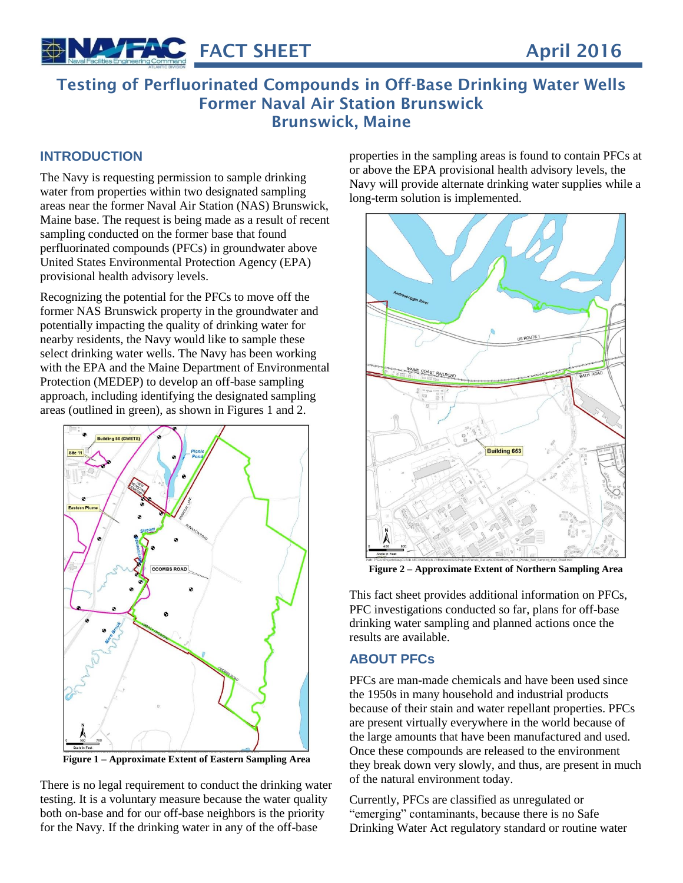# FACT SHEET — April 2016

## Testing of Perfluorinated Compounds in Off-Base Drinking Water Wells
## Former Naval Air Station Brunswick
## Brunswick, Maine

### INTRODUCTION

The Navy is requesting permission to sample drinking water from properties within two designated sampling areas near the former Naval Air Station (NAS) Brunswick, Maine base. The request is being made as a result of recent sampling conducted on the former base that found perfluorinated compounds (PFCs) in groundwater above United States Environmental Protection Agency (EPA) provisional health advisory levels.

Recognizing the potential for the PFCs to move off the former NAS Brunswick property in the groundwater and potentially impacting the quality of drinking water for nearby residents, the Navy would like to sample these select drinking water wells. The Navy has been working with the EPA and the Maine Department of Environmental Protection (MEDEP) to develop an off-base sampling approach, including identifying the designated sampling areas (outlined in green), as shown in Figures 1 and 2.

**Figure 1 – Approximate Extent of Eastern Sampling Area**

There is no legal requirement to conduct the drinking water testing. It is a voluntary measure because the water quality both on-base and for our off-base neighbors is the priority for the Navy. If the drinking water in any of the off-base properties in the sampling areas is found to contain PFCs at or above the EPA provisional health advisory levels, the Navy will provide alternate drinking water supplies while a long-term solution is implemented.

**Figure 2 – Approximate Extent of Northern Sampling Area**

This fact sheet provides additional information on PFCs, PFC investigations conducted so far, plans for off-base drinking water sampling and planned actions once the results are available.

### ABOUT PFCs

PFCs are man-made chemicals and have been used since the 1950s in many household and industrial products because of their stain and water repellant properties. PFCs are present virtually everywhere in the world because of the large amounts that have been manufactured and used. Once these compounds are released to the environment they break down very slowly, and thus, are present in much of the natural environment today.

Currently, PFCs are classified as unregulated or "emerging" contaminants, because there is no Safe Drinking Water Act regulatory standard or routine water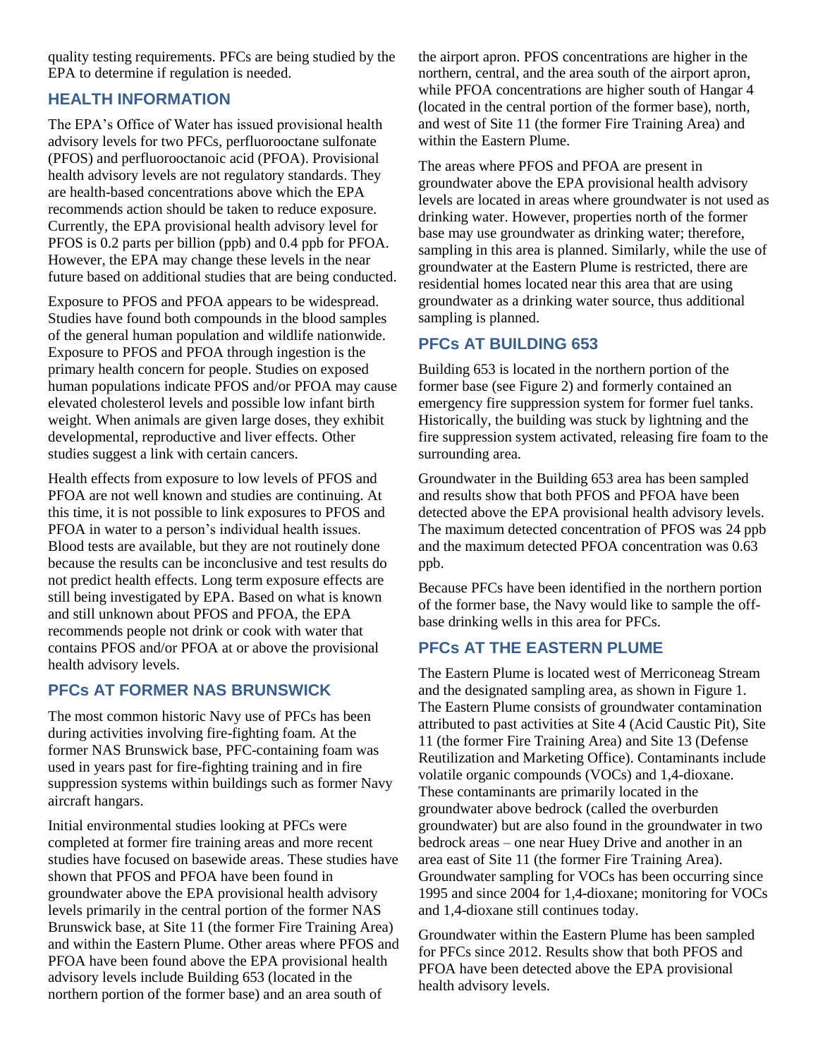quality testing requirements. PFCs are being studied by the EPA to determine if regulation is needed.

## HEALTH INFORMATION

The EPA's Office of Water has issued provisional health advisory levels for two PFCs, perfluorooctane sulfonate (PFOS) and perfluorooctanoic acid (PFOA). Provisional health advisory levels are not regulatory standards. They are health-based concentrations above which the EPA recommends action should be taken to reduce exposure. Currently, the EPA provisional health advisory level for PFOS is 0.2 parts per billion (ppb) and 0.4 ppb for PFOA. However, the EPA may change these levels in the near future based on additional studies that are being conducted.

Exposure to PFOS and PFOA appears to be widespread. Studies have found both compounds in the blood samples of the general human population and wildlife nationwide. Exposure to PFOS and PFOA through ingestion is the primary health concern for people. Studies on exposed human populations indicate PFOS and/or PFOA may cause elevated cholesterol levels and possible low infant birth weight. When animals are given large doses, they exhibit developmental, reproductive and liver effects. Other studies suggest a link with certain cancers.

Health effects from exposure to low levels of PFOS and PFOA are not well known and studies are continuing. At this time, it is not possible to link exposures to PFOS and PFOA in water to a person's individual health issues. Blood tests are available, but they are not routinely done because the results can be inconclusive and test results do not predict health effects. Long term exposure effects are still being investigated by EPA. Based on what is known and still unknown about PFOS and PFOA, the EPA recommends people not drink or cook with water that contains PFOS and/or PFOA at or above the provisional health advisory levels.

## PFCs AT FORMER NAS BRUNSWICK

The most common historic Navy use of PFCs has been during activities involving fire-fighting foam. At the former NAS Brunswick base, PFC-containing foam was used in years past for fire-fighting training and in fire suppression systems within buildings such as former Navy aircraft hangars.

Initial environmental studies looking at PFCs were completed at former fire training areas and more recent studies have focused on basewide areas. These studies have shown that PFOS and PFOA have been found in groundwater above the EPA provisional health advisory levels primarily in the central portion of the former NAS Brunswick base, at Site 11 (the former Fire Training Area) and within the Eastern Plume. Other areas where PFOS and PFOA have been found above the EPA provisional health advisory levels include Building 653 (located in the northern portion of the former base) and an area south of the airport apron. PFOS concentrations are higher in the northern, central, and the area south of the airport apron, while PFOA concentrations are higher south of Hangar 4 (located in the central portion of the former base), north, and west of Site 11 (the former Fire Training Area) and within the Eastern Plume.

The areas where PFOS and PFOA are present in groundwater above the EPA provisional health advisory levels are located in areas where groundwater is not used as drinking water. However, properties north of the former base may use groundwater as drinking water; therefore, sampling in this area is planned. Similarly, while the use of groundwater at the Eastern Plume is restricted, there are residential homes located near this area that are using groundwater as a drinking water source, thus additional sampling is planned.

## PFCs AT BUILDING 653

Building 653 is located in the northern portion of the former base (see Figure 2) and formerly contained an emergency fire suppression system for former fuel tanks. Historically, the building was stuck by lightning and the fire suppression system activated, releasing fire foam to the surrounding area.

Groundwater in the Building 653 area has been sampled and results show that both PFOS and PFOA have been detected above the EPA provisional health advisory levels. The maximum detected concentration of PFOS was 24 ppb and the maximum detected PFOA concentration was 0.63 ppb.

Because PFCs have been identified in the northern portion of the former base, the Navy would like to sample the off-base drinking wells in this area for PFCs.

## PFCs AT THE EASTERN PLUME

The Eastern Plume is located west of Merriconeag Stream and the designated sampling area, as shown in Figure 1. The Eastern Plume consists of groundwater contamination attributed to past activities at Site 4 (Acid Caustic Pit), Site 11 (the former Fire Training Area) and Site 13 (Defense Reutilization and Marketing Office). Contaminants include volatile organic compounds (VOCs) and 1,4-dioxane. These contaminants are primarily located in the groundwater above bedrock (called the overburden groundwater) but are also found in the groundwater in two bedrock areas – one near Huey Drive and another in an area east of Site 11 (the former Fire Training Area). Groundwater sampling for VOCs has been occurring since 1995 and since 2004 for 1,4-dioxane; monitoring for VOCs and 1,4-dioxane still continues today.

Groundwater within the Eastern Plume has been sampled for PFCs since 2012. Results show that both PFOS and PFOA have been detected above the EPA provisional health advisory levels.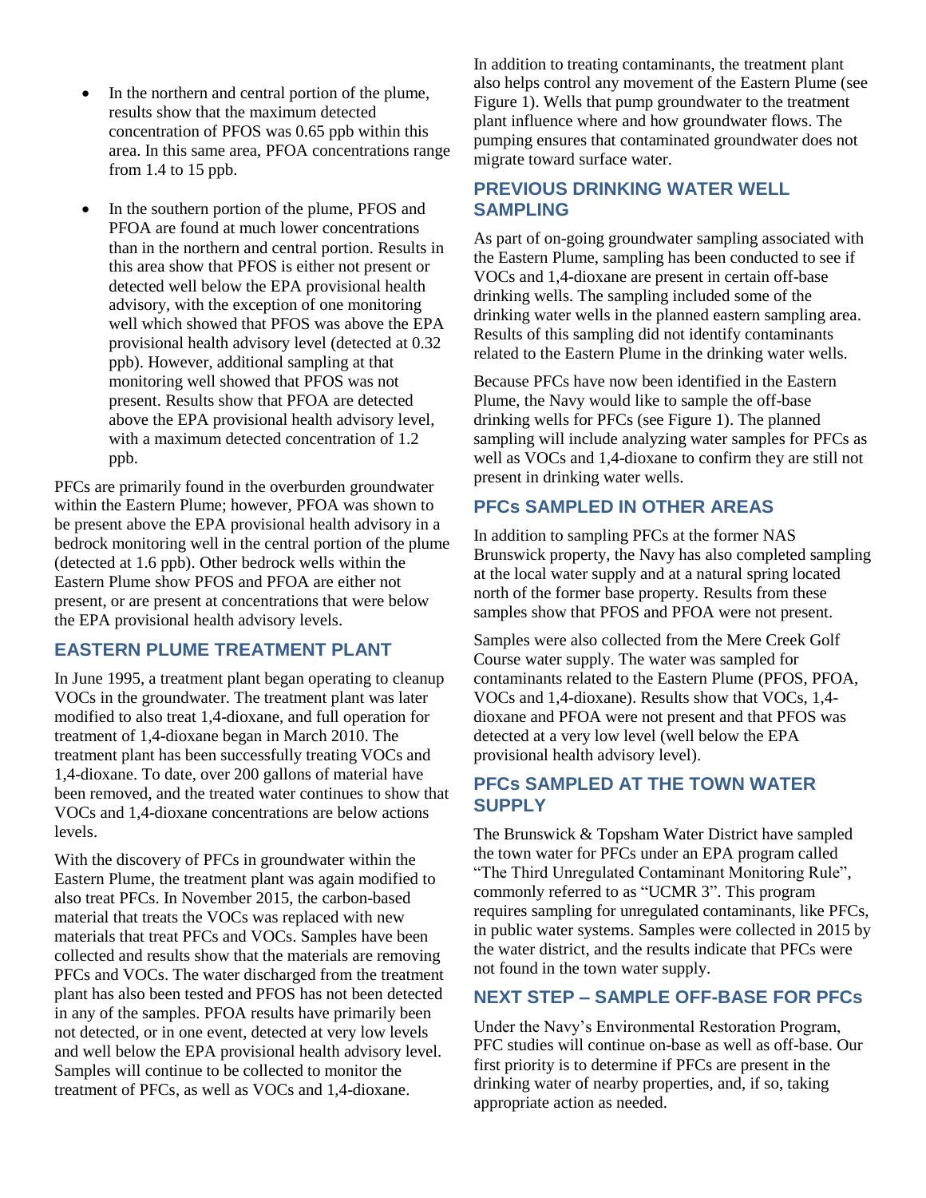- In the northern and central portion of the plume, results show that the maximum detected concentration of PFOS was 0.65 ppb within this area. In this same area, PFOA concentrations range from 1.4 to 15 ppb.

- In the southern portion of the plume, PFOS and PFOA are found at much lower concentrations than in the northern and central portion. Results in this area show that PFOS is either not present or detected well below the EPA provisional health advisory, with the exception of one monitoring well which showed that PFOS was above the EPA provisional health advisory level (detected at 0.32 ppb). However, additional sampling at that monitoring well showed that PFOS was not present. Results show that PFOA are detected above the EPA provisional health advisory level, with a maximum detected concentration of 1.2 ppb.

PFCs are primarily found in the overburden groundwater within the Eastern Plume; however, PFOA was shown to be present above the EPA provisional health advisory in a bedrock monitoring well in the central portion of the plume (detected at 1.6 ppb). Other bedrock wells within the Eastern Plume show PFOS and PFOA are either not present, or are present at concentrations that were below the EPA provisional health advisory levels.

## EASTERN PLUME TREATMENT PLANT

In June 1995, a treatment plant began operating to cleanup VOCs in the groundwater. The treatment plant was later modified to also treat 1,4-dioxane, and full operation for treatment of 1,4-dioxane began in March 2010. The treatment plant has been successfully treating VOCs and 1,4-dioxane. To date, over 200 gallons of material have been removed, and the treated water continues to show that VOCs and 1,4-dioxane concentrations are below actions levels.

With the discovery of PFCs in groundwater within the Eastern Plume, the treatment plant was again modified to also treat PFCs. In November 2015, the carbon-based material that treats the VOCs was replaced with new materials that treat PFCs and VOCs. Samples have been collected and results show that the materials are removing PFCs and VOCs. The water discharged from the treatment plant has also been tested and PFOS has not been detected in any of the samples. PFOA results have primarily been not detected, or in one event, detected at very low levels and well below the EPA provisional health advisory level. Samples will continue to be collected to monitor the treatment of PFCs, as well as VOCs and 1,4-dioxane.

In addition to treating contaminants, the treatment plant also helps control any movement of the Eastern Plume (see Figure 1). Wells that pump groundwater to the treatment plant influence where and how groundwater flows. The pumping ensures that contaminated groundwater does not migrate toward surface water.

## PREVIOUS DRINKING WATER WELL SAMPLING

As part of on-going groundwater sampling associated with the Eastern Plume, sampling has been conducted to see if VOCs and 1,4-dioxane are present in certain off-base drinking wells. The sampling included some of the drinking water wells in the planned eastern sampling area. Results of this sampling did not identify contaminants related to the Eastern Plume in the drinking water wells.

Because PFCs have now been identified in the Eastern Plume, the Navy would like to sample the off-base drinking wells for PFCs (see Figure 1). The planned sampling will include analyzing water samples for PFCs as well as VOCs and 1,4-dioxane to confirm they are still not present in drinking water wells.

## PFCs SAMPLED IN OTHER AREAS

In addition to sampling PFCs at the former NAS Brunswick property, the Navy has also completed sampling at the local water supply and at a natural spring located north of the former base property. Results from these samples show that PFOS and PFOA were not present.

Samples were also collected from the Mere Creek Golf Course water supply. The water was sampled for contaminants related to the Eastern Plume (PFOS, PFOA, VOCs and 1,4-dioxane). Results show that VOCs, 1,4-dioxane and PFOA were not present and that PFOS was detected at a very low level (well below the EPA provisional health advisory level).

## PFCs SAMPLED AT THE TOWN WATER SUPPLY

The Brunswick & Topsham Water District have sampled the town water for PFCs under an EPA program called "The Third Unregulated Contaminant Monitoring Rule", commonly referred to as "UCMR 3". This program requires sampling for unregulated contaminants, like PFCs, in public water systems. Samples were collected in 2015 by the water district, and the results indicate that PFCs were not found in the town water supply.

## NEXT STEP – SAMPLE OFF-BASE FOR PFCs

Under the Navy's Environmental Restoration Program, PFC studies will continue on-base as well as off-base. Our first priority is to determine if PFCs are present in the drinking water of nearby properties, and, if so, taking appropriate action as needed.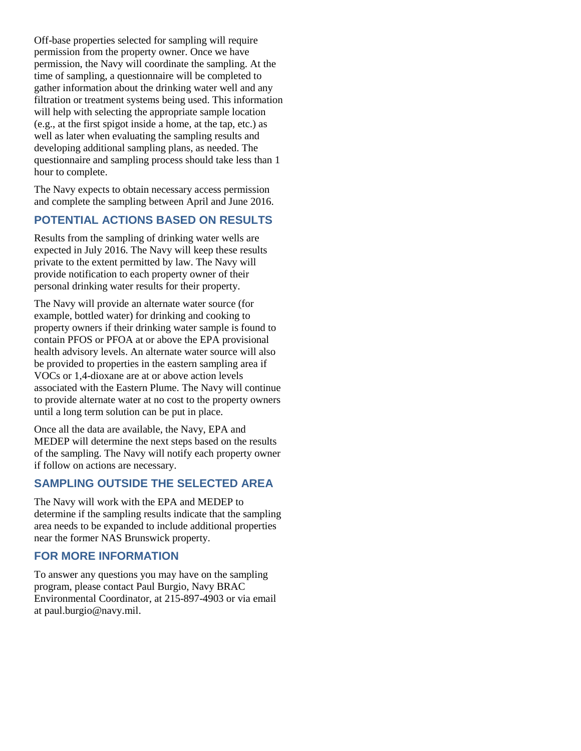Off-base properties selected for sampling will require permission from the property owner. Once we have permission, the Navy will coordinate the sampling. At the time of sampling, a questionnaire will be completed to gather information about the drinking water well and any filtration or treatment systems being used. This information will help with selecting the appropriate sample location (e.g., at the first spigot inside a home, at the tap, etc.) as well as later when evaluating the sampling results and developing additional sampling plans, as needed. The questionnaire and sampling process should take less than 1 hour to complete.

The Navy expects to obtain necessary access permission and complete the sampling between April and June 2016.

## POTENTIAL ACTIONS BASED ON RESULTS

Results from the sampling of drinking water wells are expected in July 2016. The Navy will keep these results private to the extent permitted by law. The Navy will provide notification to each property owner of their personal drinking water results for their property.

The Navy will provide an alternate water source (for example, bottled water) for drinking and cooking to property owners if their drinking water sample is found to contain PFOS or PFOA at or above the EPA provisional health advisory levels. An alternate water source will also be provided to properties in the eastern sampling area if VOCs or 1,4-dioxane are at or above action levels associated with the Eastern Plume. The Navy will continue to provide alternate water at no cost to the property owners until a long term solution can be put in place.

Once all the data are available, the Navy, EPA and MEDEP will determine the next steps based on the results of the sampling. The Navy will notify each property owner if follow on actions are necessary.

## SAMPLING OUTSIDE THE SELECTED AREA

The Navy will work with the EPA and MEDEP to determine if the sampling results indicate that the sampling area needs to be expanded to include additional properties near the former NAS Brunswick property.

## FOR MORE INFORMATION

To answer any questions you may have on the sampling program, please contact Paul Burgio, Navy BRAC Environmental Coordinator, at 215-897-4903 or via email at paul.burgio@navy.mil.